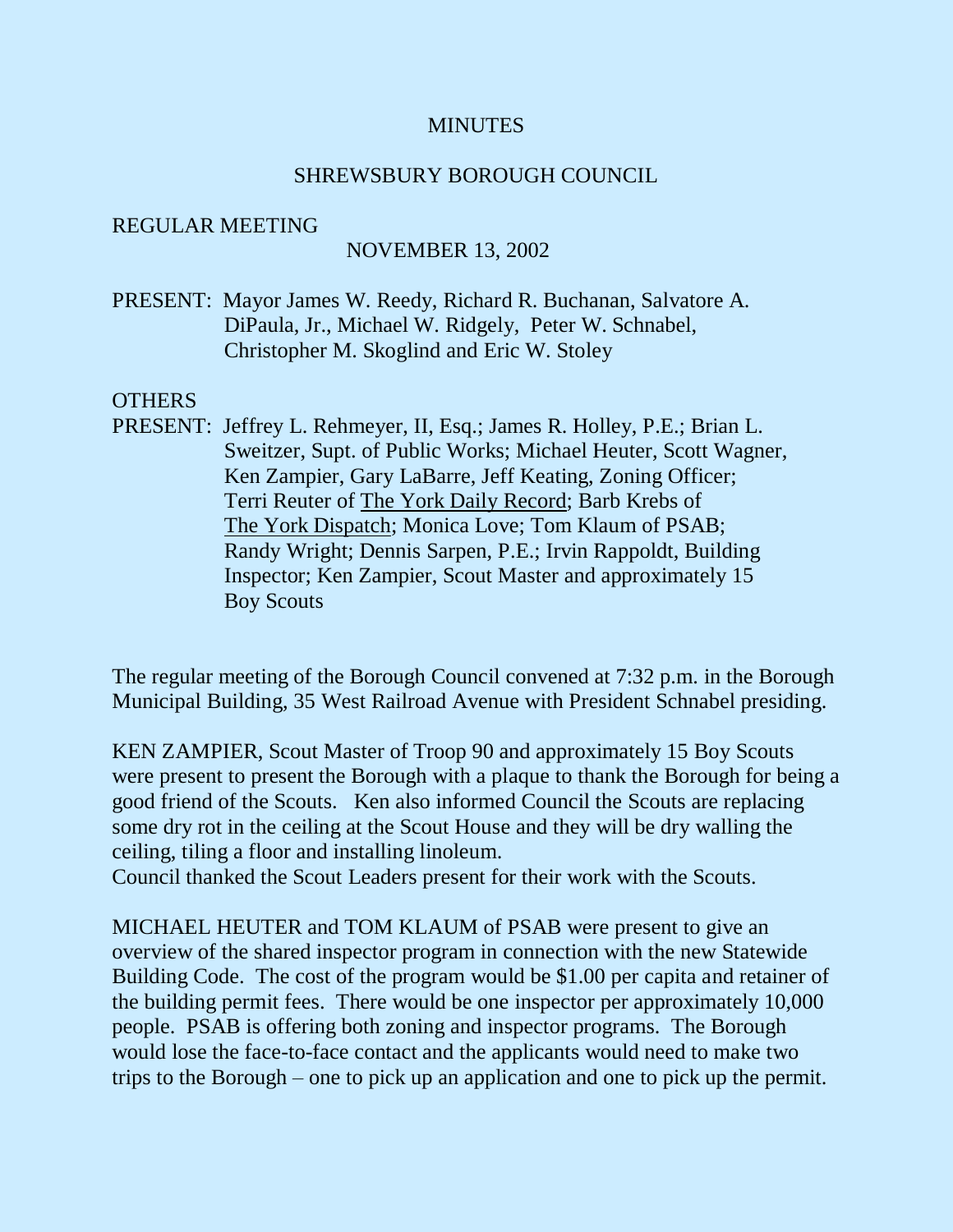# MINUTES

## SHREWSBURY BOROUGH COUNCIL

REGULAR MEETING

NOVEMBER 13, 2002

PRESENT: Mayor James W. Reedy, Richard R. Buchanan, Salvatore A. DiPaula, Jr., Michael W. Ridgely, Peter W. Schnabel, Christopher M. Skoglind and Eric W. Stoley

OTHERS
PRESENT: Jeffrey L. Rehmeyer, II, Esq.; James R. Holley, P.E.; Brian L. Sweitzer, Supt. of Public Works; Michael Heuter, Scott Wagner, Ken Zampier, Gary LaBarre, Jeff Keating, Zoning Officer; Terri Reuter of The York Daily Record; Barb Krebs of The York Dispatch; Monica Love; Tom Klaum of PSAB; Randy Wright; Dennis Sarpen, P.E.; Irvin Rappoldt, Building Inspector; Ken Zampier, Scout Master and approximately 15 Boy Scouts

The regular meeting of the Borough Council convened at 7:32 p.m. in the Borough Municipal Building, 35 West Railroad Avenue with President Schnabel presiding.

KEN ZAMPIER, Scout Master of Troop 90 and approximately 15 Boy Scouts were present to present the Borough with a plaque to thank the Borough for being a good friend of the Scouts. Ken also informed Council the Scouts are replacing some dry rot in the ceiling at the Scout House and they will be dry walling the ceiling, tiling a floor and installing linoleum.
Council thanked the Scout Leaders present for their work with the Scouts.

MICHAEL HEUTER and TOM KLAUM of PSAB were present to give an overview of the shared inspector program in connection with the new Statewide Building Code. The cost of the program would be $1.00 per capita and retainer of the building permit fees. There would be one inspector per approximately 10,000 people. PSAB is offering both zoning and inspector programs. The Borough would lose the face-to-face contact and the applicants would need to make two trips to the Borough – one to pick up an application and one to pick up the permit.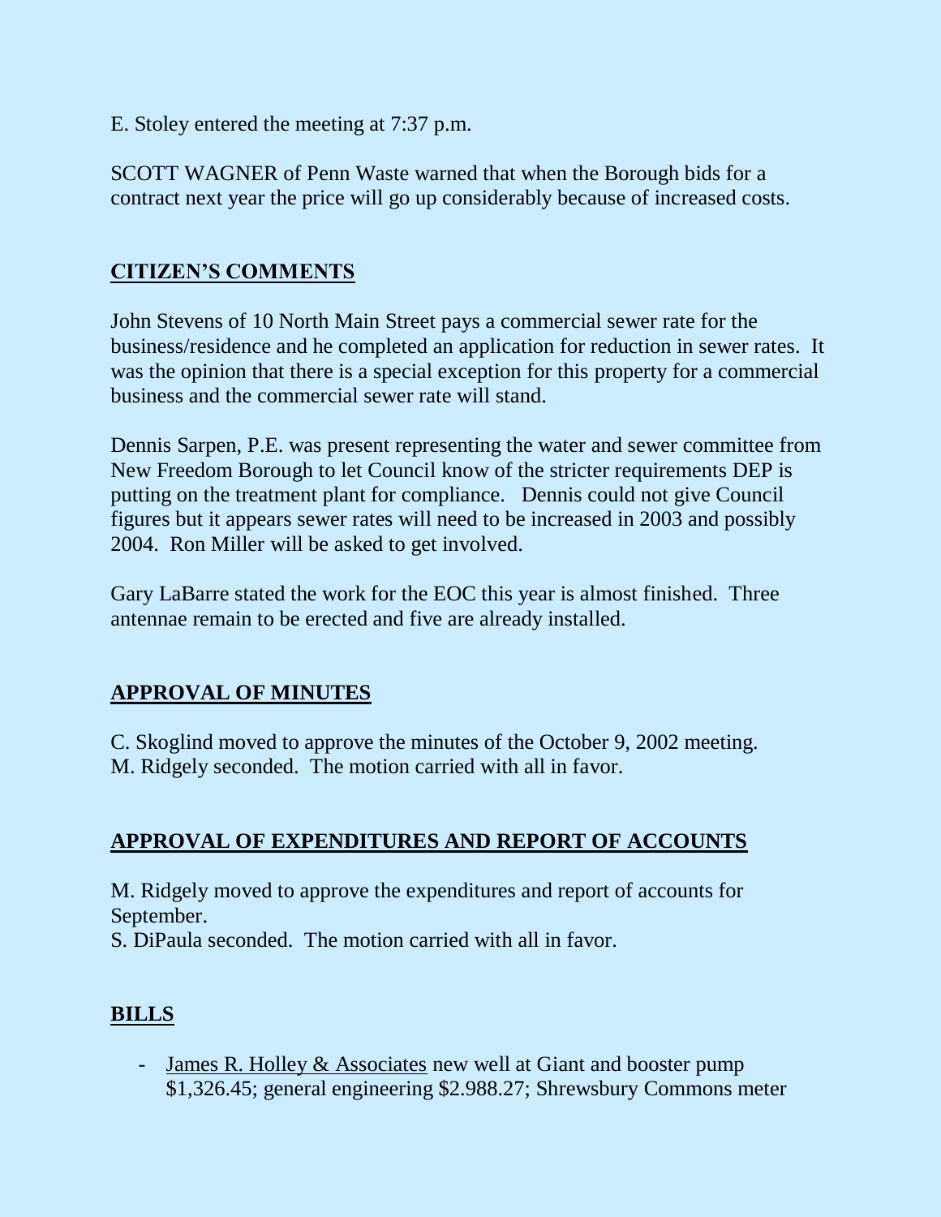E. Stoley entered the meeting at 7:37 p.m.

SCOTT WAGNER of Penn Waste warned that when the Borough bids for a contract next year the price will go up considerably because of increased costs.

## CITIZEN'S COMMENTS

John Stevens of 10 North Main Street pays a commercial sewer rate for the business/residence and he completed an application for reduction in sewer rates. It was the opinion that there is a special exception for this property for a commercial business and the commercial sewer rate will stand.

Dennis Sarpen, P.E. was present representing the water and sewer committee from New Freedom Borough to let Council know of the stricter requirements DEP is putting on the treatment plant for compliance. Dennis could not give Council figures but it appears sewer rates will need to be increased in 2003 and possibly 2004. Ron Miller will be asked to get involved.

Gary LaBarre stated the work for the EOC this year is almost finished. Three antennae remain to be erected and five are already installed.

## APPROVAL OF MINUTES

C. Skoglind moved to approve the minutes of the October 9, 2002 meeting.
M. Ridgely seconded. The motion carried with all in favor.

## APPROVAL OF EXPENDITURES AND REPORT OF ACCOUNTS

M. Ridgely moved to approve the expenditures and report of accounts for September.
S. DiPaula seconded. The motion carried with all in favor.

## BILLS

- James R. Holley & Associates new well at Giant and booster pump $1,326.45; general engineering $2.988.27; Shrewsbury Commons meter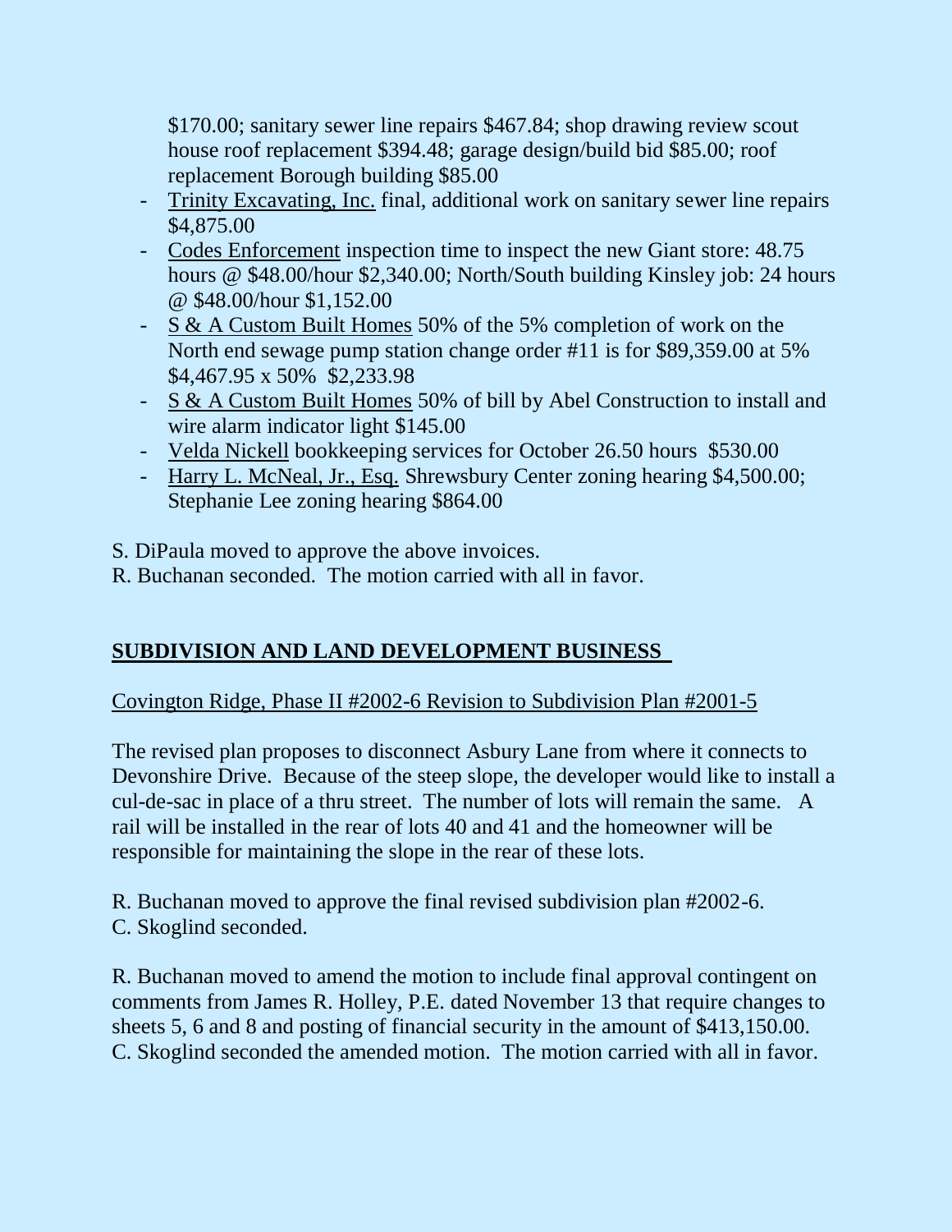$170.00; sanitary sewer line repairs $467.84; shop drawing review scout house roof replacement $394.48; garage design/build bid $85.00; roof replacement Borough building $85.00

- Trinity Excavating, Inc. final, additional work on sanitary sewer line repairs $4,875.00
- Codes Enforcement inspection time to inspect the new Giant store: 48.75 hours @ $48.00/hour $2,340.00; North/South building Kinsley job: 24 hours @ $48.00/hour $1,152.00
- S & A Custom Built Homes 50% of the 5% completion of work on the North end sewage pump station change order #11 is for $89,359.00 at 5% $4,467.95 x 50% $2,233.98
- S & A Custom Built Homes 50% of bill by Abel Construction to install and wire alarm indicator light $145.00
- Velda Nickell bookkeeping services for October 26.50 hours $530.00
- Harry L. McNeal, Jr., Esq. Shrewsbury Center zoning hearing $4,500.00; Stephanie Lee zoning hearing $864.00

S. DiPaula moved to approve the above invoices.
R. Buchanan seconded. The motion carried with all in favor.

## SUBDIVISION AND LAND DEVELOPMENT BUSINESS

Covington Ridge, Phase II #2002-6 Revision to Subdivision Plan #2001-5

The revised plan proposes to disconnect Asbury Lane from where it connects to Devonshire Drive. Because of the steep slope, the developer would like to install a cul-de-sac in place of a thru street. The number of lots will remain the same. A rail will be installed in the rear of lots 40 and 41 and the homeowner will be responsible for maintaining the slope in the rear of these lots.

R. Buchanan moved to approve the final revised subdivision plan #2002-6.
C. Skoglind seconded.

R. Buchanan moved to amend the motion to include final approval contingent on comments from James R. Holley, P.E. dated November 13 that require changes to sheets 5, 6 and 8 and posting of financial security in the amount of $413,150.00.
C. Skoglind seconded the amended motion. The motion carried with all in favor.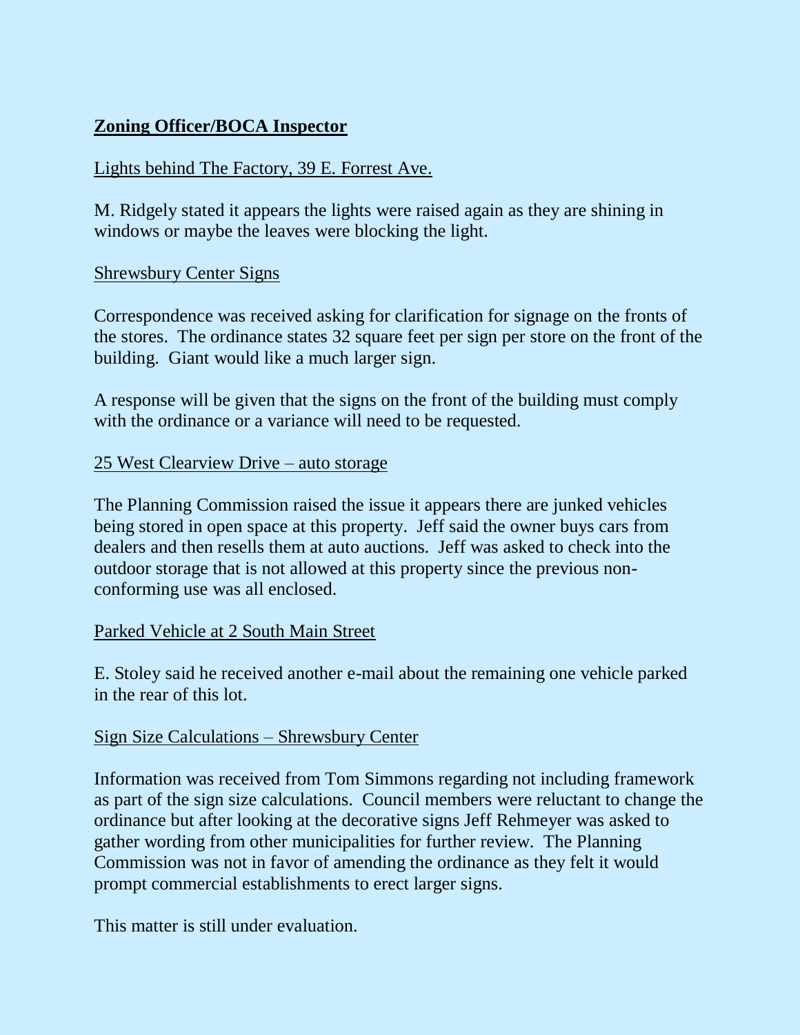## **Zoning Officer/BOCA Inspector**

Lights behind The Factory, 39 E. Forrest Ave.

M. Ridgely stated it appears the lights were raised again as they are shining in windows or maybe the leaves were blocking the light.

Shrewsbury Center Signs

Correspondence was received asking for clarification for signage on the fronts of the stores. The ordinance states 32 square feet per sign per store on the front of the building. Giant would like a much larger sign.

A response will be given that the signs on the front of the building must comply with the ordinance or a variance will need to be requested.

25 West Clearview Drive – auto storage

The Planning Commission raised the issue it appears there are junked vehicles being stored in open space at this property. Jeff said the owner buys cars from dealers and then resells them at auto auctions. Jeff was asked to check into the outdoor storage that is not allowed at this property since the previous non-conforming use was all enclosed.

Parked Vehicle at 2 South Main Street

E. Stoley said he received another e-mail about the remaining one vehicle parked in the rear of this lot.

Sign Size Calculations – Shrewsbury Center

Information was received from Tom Simmons regarding not including framework as part of the sign size calculations. Council members were reluctant to change the ordinance but after looking at the decorative signs Jeff Rehmeyer was asked to gather wording from other municipalities for further review. The Planning Commission was not in favor of amending the ordinance as they felt it would prompt commercial establishments to erect larger signs.

This matter is still under evaluation.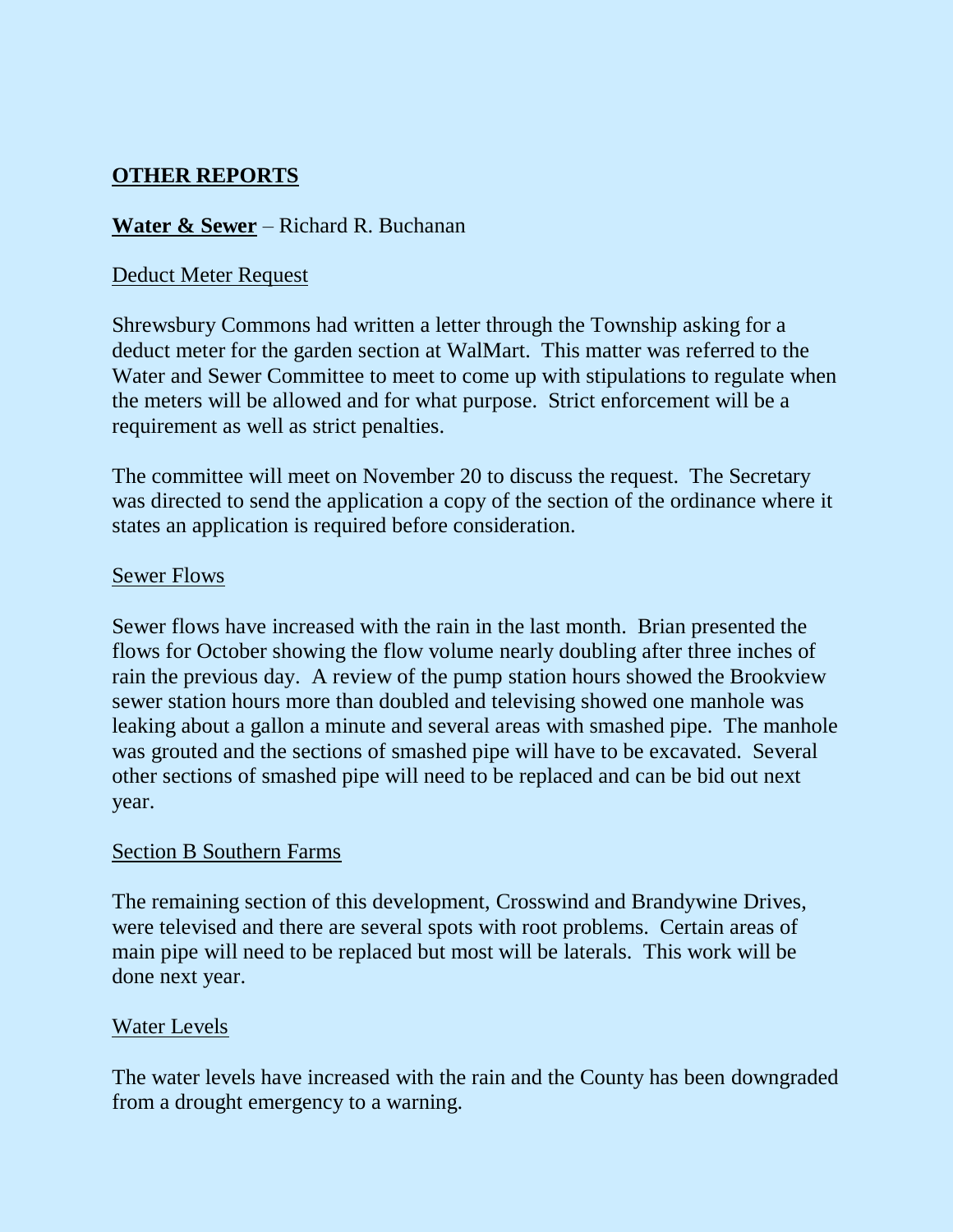**OTHER REPORTS**

**Water & Sewer** – Richard R. Buchanan

Deduct Meter Request

Shrewsbury Commons had written a letter through the Township asking for a deduct meter for the garden section at WalMart. This matter was referred to the Water and Sewer Committee to meet to come up with stipulations to regulate when the meters will be allowed and for what purpose. Strict enforcement will be a requirement as well as strict penalties.

The committee will meet on November 20 to discuss the request. The Secretary was directed to send the application a copy of the section of the ordinance where it states an application is required before consideration.

Sewer Flows

Sewer flows have increased with the rain in the last month. Brian presented the flows for October showing the flow volume nearly doubling after three inches of rain the previous day. A review of the pump station hours showed the Brookview sewer station hours more than doubled and televising showed one manhole was leaking about a gallon a minute and several areas with smashed pipe. The manhole was grouted and the sections of smashed pipe will have to be excavated. Several other sections of smashed pipe will need to be replaced and can be bid out next year.

Section B Southern Farms

The remaining section of this development, Crosswind and Brandywine Drives, were televised and there are several spots with root problems. Certain areas of main pipe will need to be replaced but most will be laterals. This work will be done next year.

Water Levels

The water levels have increased with the rain and the County has been downgraded from a drought emergency to a warning.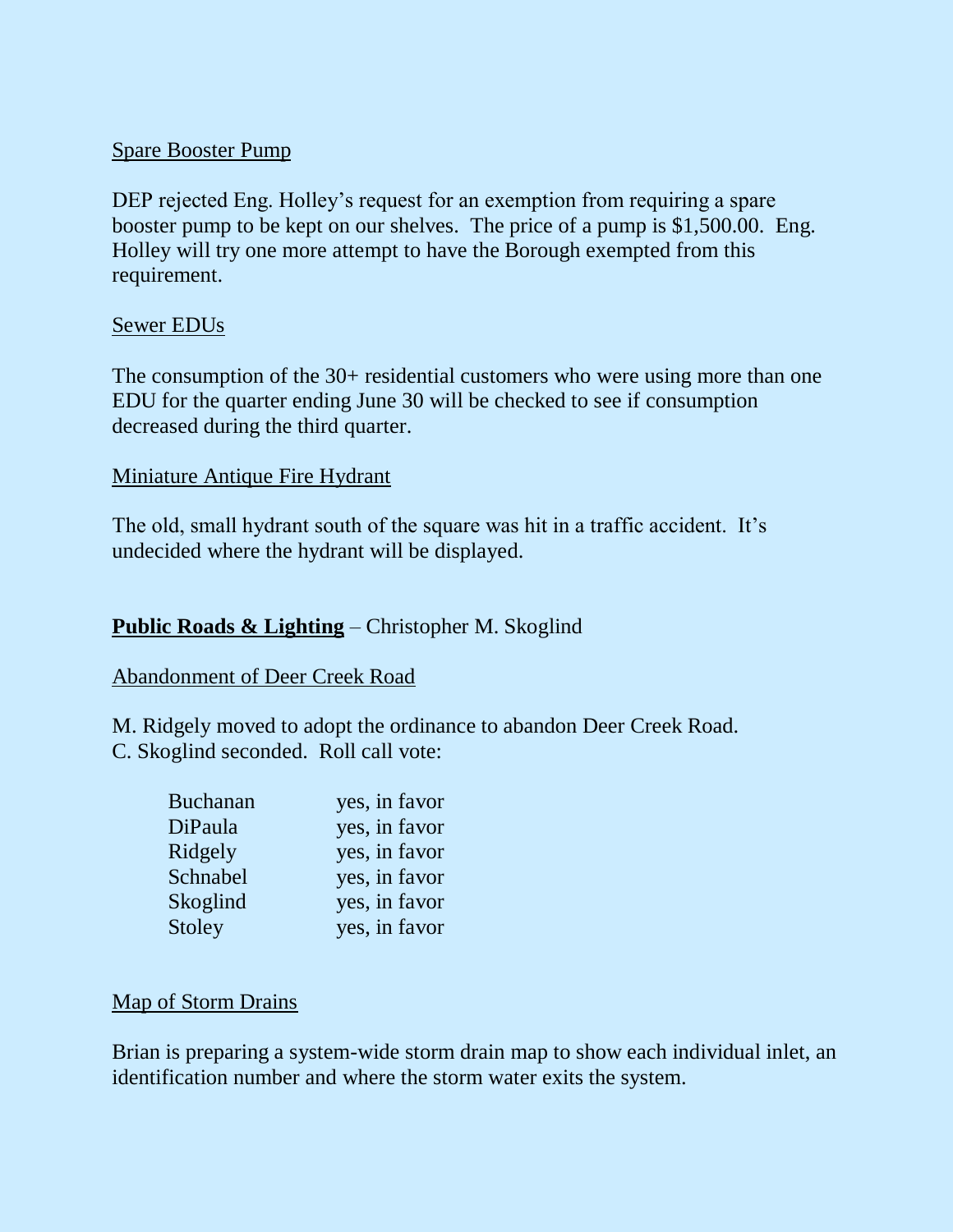<u>Spare Booster Pump</u>

DEP rejected Eng. Holley's request for an exemption from requiring a spare booster pump to be kept on our shelves. The price of a pump is $1,500.00. Eng. Holley will try one more attempt to have the Borough exempted from this requirement.

<u>Sewer EDUs</u>

The consumption of the 30+ residential customers who were using more than one EDU for the quarter ending June 30 will be checked to see if consumption decreased during the third quarter.

<u>Miniature Antique Fire Hydrant</u>

The old, small hydrant south of the square was hit in a traffic accident. It's undecided where the hydrant will be displayed.

**<u>Public Roads & Lighting</u>** – Christopher M. Skoglind

<u>Abandonment of Deer Creek Road</u>

M. Ridgely moved to adopt the ordinance to abandon Deer Creek Road.
C. Skoglind seconded. Roll call vote:

| | |
|---|---|
| Buchanan | yes, in favor |
| DiPaula | yes, in favor |
| Ridgely | yes, in favor |
| Schnabel | yes, in favor |
| Skoglind | yes, in favor |
| Stoley | yes, in favor |

<u>Map of Storm Drains</u>

Brian is preparing a system-wide storm drain map to show each individual inlet, an identification number and where the storm water exits the system.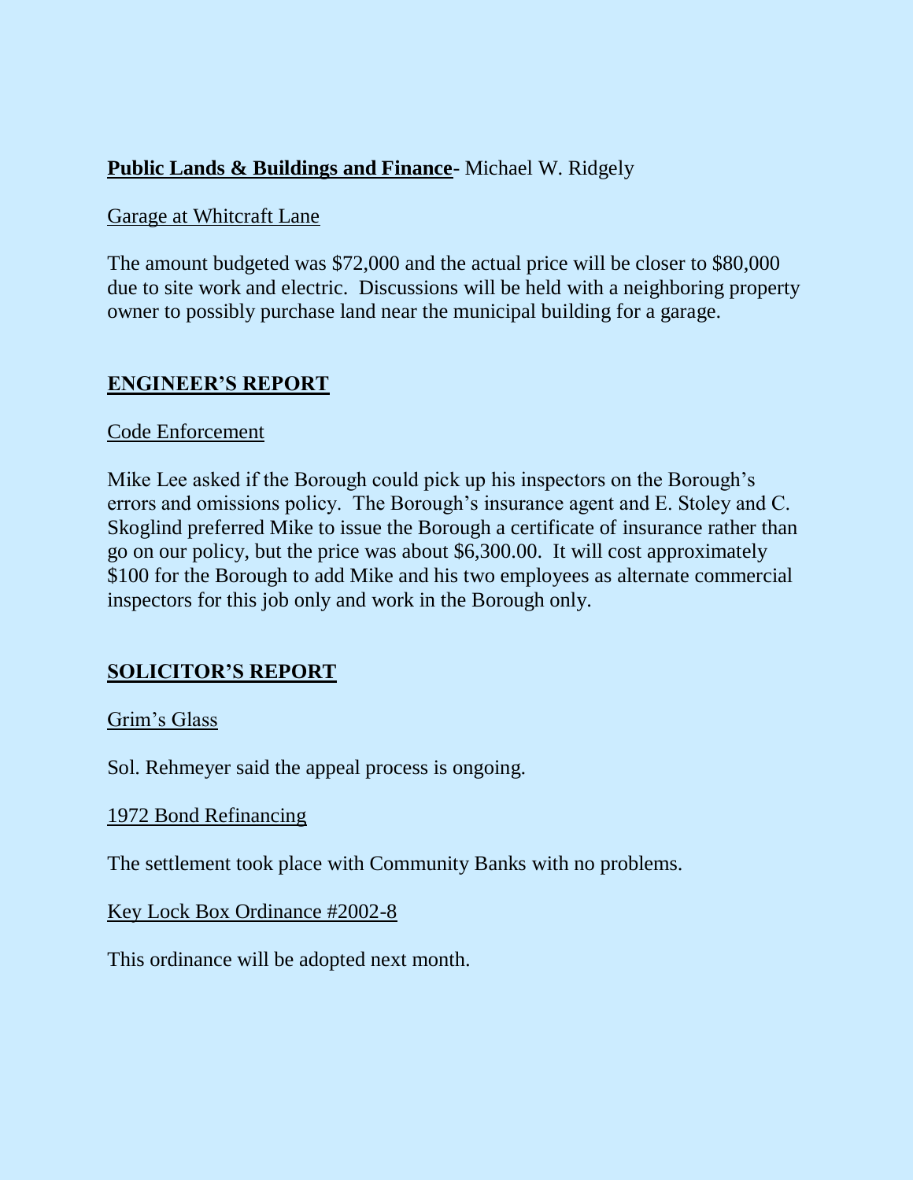**Public Lands & Buildings and Finance**- Michael W. Ridgely

Garage at Whitcraft Lane

The amount budgeted was $72,000 and the actual price will be closer to $80,000 due to site work and electric. Discussions will be held with a neighboring property owner to possibly purchase land near the municipal building for a garage.

## ENGINEER'S REPORT

Code Enforcement

Mike Lee asked if the Borough could pick up his inspectors on the Borough's errors and omissions policy. The Borough's insurance agent and E. Stoley and C. Skoglind preferred Mike to issue the Borough a certificate of insurance rather than go on our policy, but the price was about $6,300.00. It will cost approximately $100 for the Borough to add Mike and his two employees as alternate commercial inspectors for this job only and work in the Borough only.

## SOLICITOR'S REPORT

Grim's Glass

Sol. Rehmeyer said the appeal process is ongoing.

1972 Bond Refinancing

The settlement took place with Community Banks with no problems.

Key Lock Box Ordinance #2002-8

This ordinance will be adopted next month.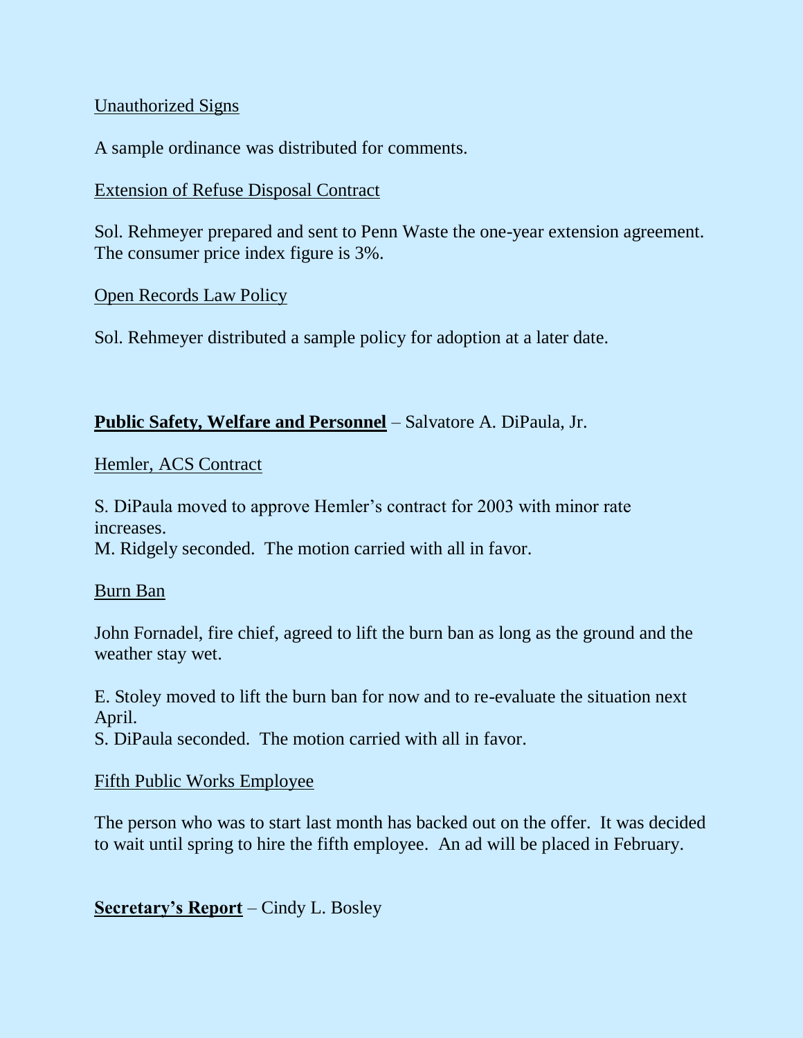Unauthorized Signs

A sample ordinance was distributed for comments.

Extension of Refuse Disposal Contract

Sol. Rehmeyer prepared and sent to Penn Waste the one-year extension agreement. The consumer price index figure is 3%.

Open Records Law Policy

Sol. Rehmeyer distributed a sample policy for adoption at a later date.

**Public Safety, Welfare and Personnel** – Salvatore A. DiPaula, Jr.

Hemler, ACS Contract

S. DiPaula moved to approve Hemler's contract for 2003 with minor rate increases.
M. Ridgely seconded. The motion carried with all in favor.

Burn Ban

John Fornadel, fire chief, agreed to lift the burn ban as long as the ground and the weather stay wet.

E. Stoley moved to lift the burn ban for now and to re-evaluate the situation next April.
S. DiPaula seconded. The motion carried with all in favor.

Fifth Public Works Employee

The person who was to start last month has backed out on the offer. It was decided to wait until spring to hire the fifth employee. An ad will be placed in February.

**Secretary's Report** – Cindy L. Bosley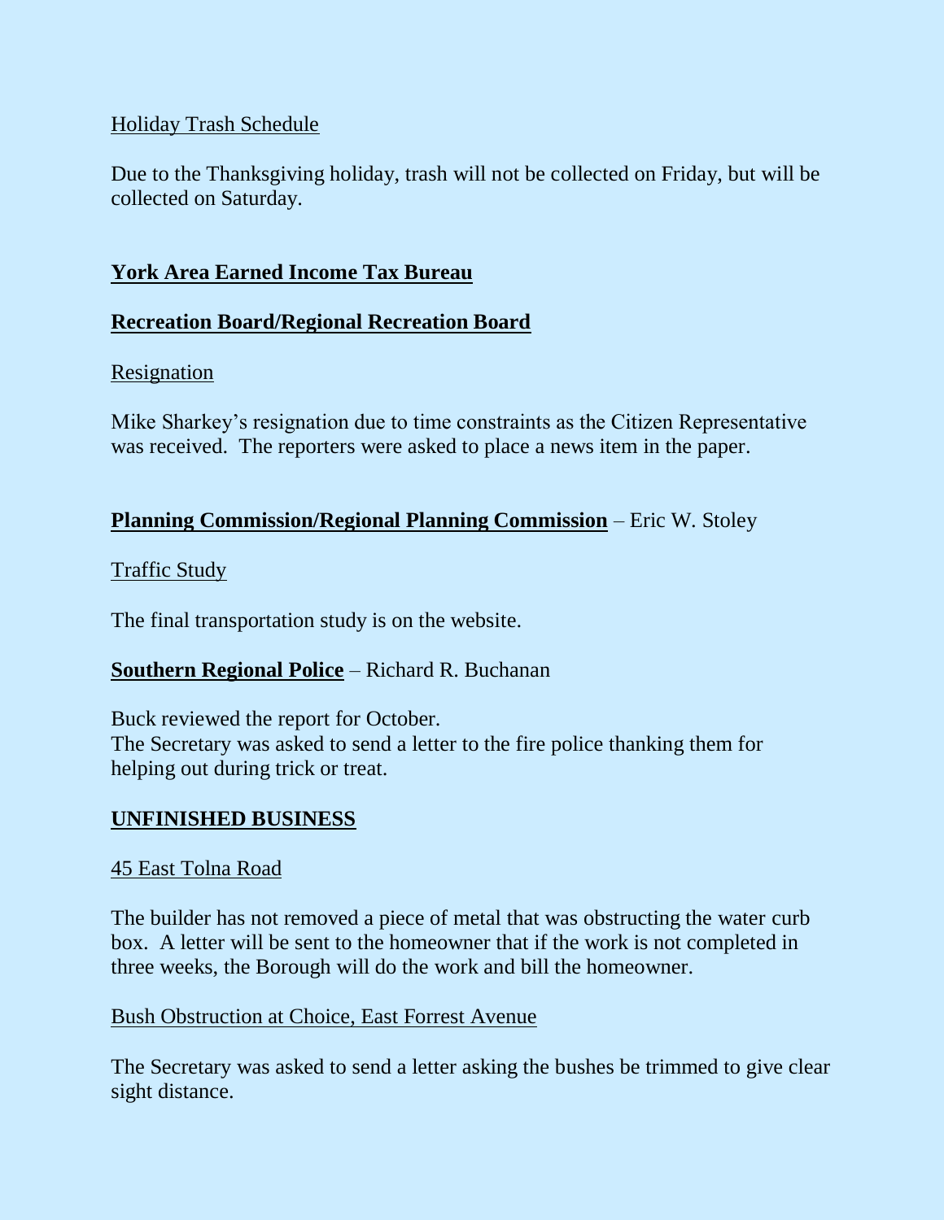Holiday Trash Schedule

Due to the Thanksgiving holiday, trash will not be collected on Friday, but will be collected on Saturday.

**York Area Earned Income Tax Bureau**

**Recreation Board/Regional Recreation Board**

Resignation

Mike Sharkey's resignation due to time constraints as the Citizen Representative was received. The reporters were asked to place a news item in the paper.

**Planning Commission/Regional Planning Commission** – Eric W. Stoley

Traffic Study

The final transportation study is on the website.

**Southern Regional Police** – Richard R. Buchanan

Buck reviewed the report for October.
The Secretary was asked to send a letter to the fire police thanking them for helping out during trick or treat.

**UNFINISHED BUSINESS**

45 East Tolna Road

The builder has not removed a piece of metal that was obstructing the water curb box. A letter will be sent to the homeowner that if the work is not completed in three weeks, the Borough will do the work and bill the homeowner.

Bush Obstruction at Choice, East Forrest Avenue

The Secretary was asked to send a letter asking the bushes be trimmed to give clear sight distance.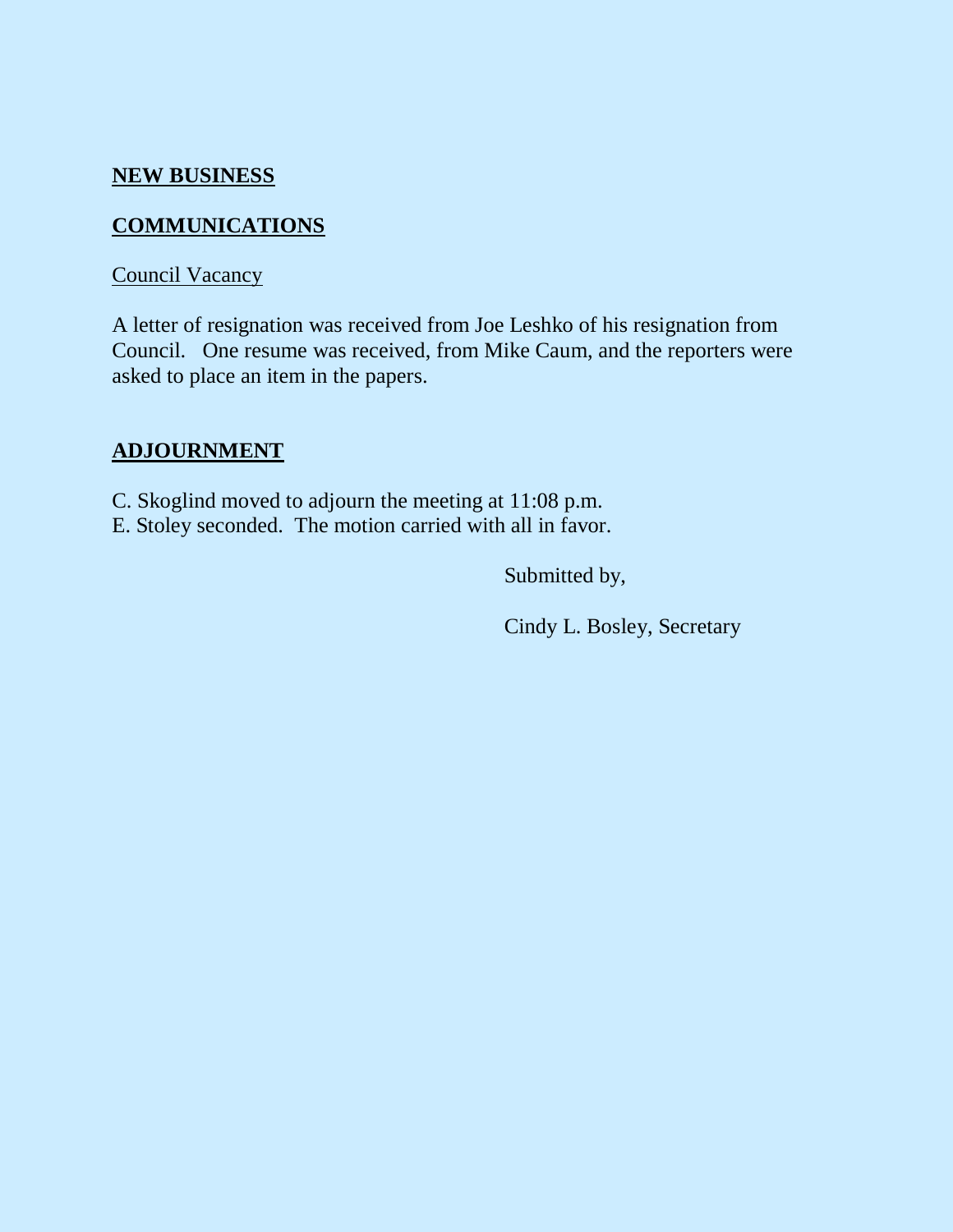## NEW BUSINESS

## COMMUNICATIONS

Council Vacancy

A letter of resignation was received from Joe Leshko of his resignation from Council. One resume was received, from Mike Caum, and the reporters were asked to place an item in the papers.

## ADJOURNMENT

C. Skoglind moved to adjourn the meeting at 11:08 p.m.
E. Stoley seconded. The motion carried with all in favor.

Submitted by,

Cindy L. Bosley, Secretary